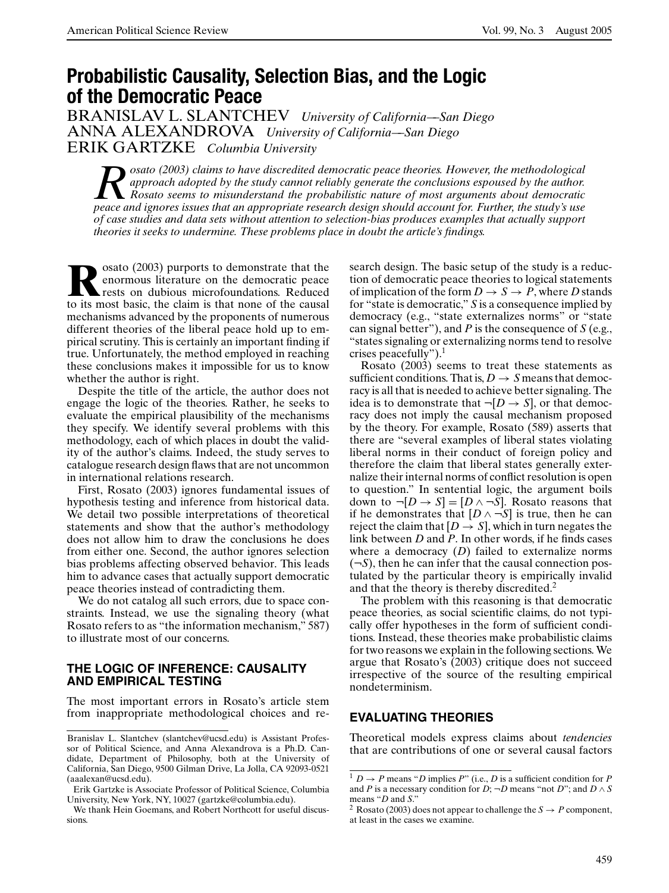# Probabilistic Causality, Selection Bias, and the Logic of the Democratic Peace

BRANISLAV L. SLANTCHEV *University of California—San Diego*
ANNA ALEXANDROVA *University of California—San Diego*
ERIK GARTZKE *Columbia University*

*Rosato (2003) claims to have discredited democratic peace theories. However, the methodological approach adopted by the study cannot reliably generate the conclusions espoused by the author. Rosato seems to misunderstand the probabilistic nature of most arguments about democratic peace and ignores issues that an appropriate research design should account for. Further, the study's use of case studies and data sets without attention to selection-bias produces examples that actually support theories it seeks to undermine. These problems place in doubt the article's findings.*

Rosato (2003) purports to demonstrate that the enormous literature on the democratic peace rests on dubious microfoundations. Reduced to its most basic, the claim is that none of the causal mechanisms advanced by the proponents of numerous different theories of the liberal peace hold up to empirical scrutiny. This is certainly an important finding if true. Unfortunately, the method employed in reaching these conclusions makes it impossible for us to know whether the author is right.

Despite the title of the article, the author does not engage the logic of the theories. Rather, he seeks to evaluate the empirical plausibility of the mechanisms they specify. We identify several problems with this methodology, each of which places in doubt the validity of the author's claims. Indeed, the study serves to catalogue research design flaws that are not uncommon in international relations research.

First, Rosato (2003) ignores fundamental issues of hypothesis testing and inference from historical data. We detail two possible interpretations of theoretical statements and show that the author's methodology does not allow him to draw the conclusions he does from either one. Second, the author ignores selection bias problems affecting observed behavior. This leads him to advance cases that actually support democratic peace theories instead of contradicting them.

We do not catalog all such errors, due to space constraints. Instead, we use the signaling theory (what Rosato refers to as "the information mechanism," 587) to illustrate most of our concerns.

## THE LOGIC OF INFERENCE: CAUSALITY AND EMPIRICAL TESTING

The most important errors in Rosato's article stem from inappropriate methodological choices and research design. The basic setup of the study is a reduction of democratic peace theories to logical statements of implication of the form $D \rightarrow S \rightarrow P$, where $D$ stands for "state is democratic," $S$ is a consequence implied by democracy (e.g., "state externalizes norms" or "state can signal better"), and $P$ is the consequence of $S$ (e.g., "states signaling or externalizing norms tend to resolve crises peacefully").[1]

Rosato (2003) seems to treat these statements as sufficient conditions. That is, $D \rightarrow S$ means that democracy is all that is needed to achieve better signaling. The idea is to demonstrate that $\neg[D \rightarrow S]$, or that democracy does not imply the causal mechanism proposed by the theory. For example, Rosato (589) asserts that there are "several examples of liberal states violating liberal norms in their conduct of foreign policy and therefore the claim that liberal states generally externalize their internal norms of conflict resolution is open to question." In sentential logic, the argument boils down to $\neg[D \rightarrow S] = [D \wedge \neg S]$. Rosato reasons that if he demonstrates that $[D \wedge \neg S]$ is true, then he can reject the claim that $[D \rightarrow S]$, which in turn negates the link between $D$ and $P$. In other words, if he finds cases where a democracy ($D$) failed to externalize norms ($\neg S$), then he can infer that the causal connection postulated by the particular theory is empirically invalid and that the theory is thereby discredited.[2]

The problem with this reasoning is that democratic peace theories, as social scientific claims, do not typically offer hypotheses in the form of sufficient conditions. Instead, these theories make probabilistic claims for two reasons we explain in the following sections. We argue that Rosato's (2003) critique does not succeed irrespective of the source of the resulting empirical nondeterminism.

## EVALUATING THEORIES

Theoretical models express claims about *tendencies* that are contributions of one or several causal factors

---

Branislav L. Slantchev (slantchev@ucsd.edu) is Assistant Professor of Political Science, and Anna Alexandrova is a Ph.D. Candidate, Department of Philosophy, both at the University of California, San Diego, 9500 Gilman Drive, La Jolla, CA 92093-0521 (aaalexan@ucsd.edu).

Erik Gartzke is Associate Professor of Political Science, Columbia University, New York, NY, 10027 (gartzke@columbia.edu).

We thank Hein Goemans, and Robert Northcott for useful discussions.

[1] $D \rightarrow P$ means "$D$ implies $P$" (i.e., $D$ is a sufficient condition for $P$ and $P$ is a necessary condition for $D$; $\neg D$ means "not $D$"; and $D \wedge S$ means "$D$ and $S$."

[2] Rosato (2003) does not appear to challenge the $S \rightarrow P$ component, at least in the cases we examine.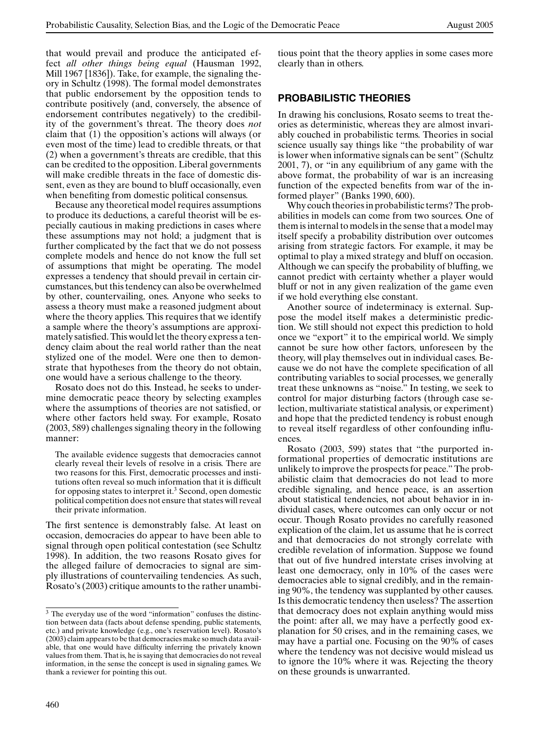that would prevail and produce the anticipated effect *all other things being equal* (Hausman 1992, Mill 1967 [1836]). Take, for example, the signaling theory in Schultz (1998). The formal model demonstrates that public endorsement by the opposition tends to contribute positively (and, conversely, the absence of endorsement contributes negatively) to the credibility of the government's threat. The theory does *not* claim that (1) the opposition's actions will always (or even most of the time) lead to credible threats, or that (2) when a government's threats are credible, that this can be credited to the opposition. Liberal governments will make credible threats in the face of domestic dissent, even as they are bound to bluff occasionally, even when benefiting from domestic political consensus.

Because any theoretical model requires assumptions to produce its deductions, a careful theorist will be especially cautious in making predictions in cases where these assumptions may not hold; a judgment that is further complicated by the fact that we do not possess complete models and hence do not know the full set of assumptions that might be operating. The model expresses a tendency that should prevail in certain circumstances, but this tendency can also be overwhelmed by other, countervailing, ones. Anyone who seeks to assess a theory must make a reasoned judgment about where the theory applies. This requires that we identify a sample where the theory's assumptions are approximately satisfied. This would let the theory express a tendency claim about the real world rather than the neat stylized one of the model. Were one then to demonstrate that hypotheses from the theory do not obtain, one would have a serious challenge to the theory.

Rosato does not do this. Instead, he seeks to undermine democratic peace theory by selecting examples where the assumptions of theories are not satisfied, or where other factors held sway. For example, Rosato (2003, 589) challenges signaling theory in the following manner:

> The available evidence suggests that democracies cannot clearly reveal their levels of resolve in a crisis. There are two reasons for this. First, democratic processes and institutions often reveal so much information that it is difficult for opposing states to interpret it.[3] Second, open domestic political competition does not ensure that states will reveal their private information.

The first sentence is demonstrably false. At least on occasion, democracies do appear to have been able to signal through open political contestation (see Schultz 1998). In addition, the two reasons Rosato gives for the alleged failure of democracies to signal are simply illustrations of countervailing tendencies. As such, Rosato's (2003) critique amounts to the rather unambitious point that the theory applies in some cases more clearly than in others.

## PROBABILISTIC THEORIES

In drawing his conclusions, Rosato seems to treat theories as deterministic, whereas they are almost invariably couched in probabilistic terms. Theories in social science usually say things like "the probability of war is lower when informative signals can be sent" (Schultz 2001, 7), or "in any equilibrium of any game with the above format, the probability of war is an increasing function of the expected benefits from war of the informed player" (Banks 1990, 600).

Why couch theories in probabilistic terms? The probabilities in models can come from two sources. One of them is internal to models in the sense that a model may itself specify a probability distribution over outcomes arising from strategic factors. For example, it may be optimal to play a mixed strategy and bluff on occasion. Although we can specify the probability of bluffing, we cannot predict with certainty whether a player would bluff or not in any given realization of the game even if we hold everything else constant.

Another source of indeterminacy is external. Suppose the model itself makes a deterministic prediction. We still should not expect this prediction to hold once we "export" it to the empirical world. We simply cannot be sure how other factors, unforeseen by the theory, will play themselves out in individual cases. Because we do not have the complete specification of all contributing variables to social processes, we generally treat these unknowns as "noise." In testing, we seek to control for major disturbing factors (through case selection, multivariate statistical analysis, or experiment) and hope that the predicted tendency is robust enough to reveal itself regardless of other confounding influences.

Rosato (2003, 599) states that "the purported informational properties of democratic institutions are unlikely to improve the prospects for peace." The probabilistic claim that democracies do not lead to more credible signaling, and hence peace, is an assertion about statistical tendencies, not about behavior in individual cases, where outcomes can only occur or not occur. Though Rosato provides no carefully reasoned explication of the claim, let us assume that he is correct and that democracies do not strongly correlate with credible revelation of information. Suppose we found that out of five hundred interstate crises involving at least one democracy, only in 10% of the cases were democracies able to signal credibly, and in the remaining 90%, the tendency was supplanted by other causes. Is this democratic tendency then useless? The assertion that democracy does not explain anything would miss the point: after all, we may have a perfectly good explanation for 50 crises, and in the remaining cases, we may have a partial one. Focusing on the 90% of cases where the tendency was not decisive would mislead us to ignore the 10% where it was. Rejecting the theory on these grounds is unwarranted.

[3] The everyday use of the word "information" confuses the distinction between data (facts about defense spending, public statements, etc.) and private knowledge (e.g., one's reservation level). Rosato's (2003) claim appears to be that democracies make so much data available, that one would have difficulty inferring the privately known values from them. That is, he is saying that democracies do not reveal information, in the sense the concept is used in signaling games. We thank a reviewer for pointing this out.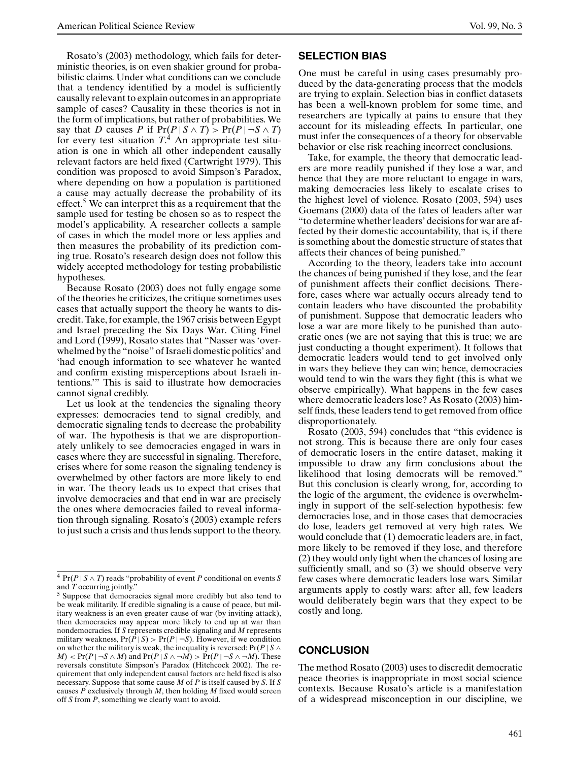Rosato's (2003) methodology, which fails for deterministic theories, is on even shakier ground for probabilistic claims. Under what conditions can we conclude that a tendency identified by a model is sufficiently causally relevant to explain outcomes in an appropriate sample of cases? Causality in these theories is not in the form of implications, but rather of probabilities. We say that $D$ causes $P$ if $\Pr(P \mid S \wedge T) > \Pr(P \mid \neg S \wedge T)$ for every test situation $T$.[4] An appropriate test situation is one in which all other independent causally relevant factors are held fixed (Cartwright 1979). This condition was proposed to avoid Simpson's Paradox, where depending on how a population is partitioned a cause may actually decrease the probability of its effect.[5] We can interpret this as a requirement that the sample used for testing be chosen so as to respect the model's applicability. A researcher collects a sample of cases in which the model more or less applies and then measures the probability of its prediction coming true. Rosato's research design does not follow this widely accepted methodology for testing probabilistic hypotheses.

Because Rosato (2003) does not fully engage some of the theories he criticizes, the critique sometimes uses cases that actually support the theory he wants to discredit. Take, for example, the 1967 crisis between Egypt and Israel preceding the Six Days War. Citing Finel and Lord (1999), Rosato states that "Nasser was 'overwhelmed by the "noise" of Israeli domestic politics' and 'had enough information to see whatever he wanted and confirm existing misperceptions about Israeli intentions.'" This is said to illustrate how democracies cannot signal credibly.

Let us look at the tendencies the signaling theory expresses: democracies tend to signal credibly, and democratic signaling tends to decrease the probability of war. The hypothesis is that we are disproportionately unlikely to see democracies engaged in wars in cases where they are successful in signaling. Therefore, crises where for some reason the signaling tendency is overwhelmed by other factors are more likely to end in war. The theory leads us to expect that crises that involve democracies and that end in war are precisely the ones where democracies failed to reveal information through signaling. Rosato's (2003) example refers to just such a crisis and thus lends support to the theory.

## SELECTION BIAS

One must be careful in using cases presumably produced by the data-generating process that the models are trying to explain. Selection bias in conflict datasets has been a well-known problem for some time, and researchers are typically at pains to ensure that they account for its misleading effects. In particular, one must infer the consequences of a theory for observable behavior or else risk reaching incorrect conclusions.

Take, for example, the theory that democratic leaders are more readily punished if they lose a war, and hence that they are more reluctant to engage in wars, making democracies less likely to escalate crises to the highest level of violence. Rosato (2003, 594) uses Goemans (2000) data of the fates of leaders after war "to determine whether leaders' decisions for war are affected by their domestic accountability, that is, if there is something about the domestic structure of states that affects their chances of being punished."

According to the theory, leaders take into account the chances of being punished if they lose, and the fear of punishment affects their conflict decisions. Therefore, cases where war actually occurs already tend to contain leaders who have discounted the probability of punishment. Suppose that democratic leaders who lose a war are more likely to be punished than autocratic ones (we are not saying that this is true; we are just conducting a thought experiment). It follows that democratic leaders would tend to get involved only in wars they believe they can win; hence, democracies would tend to win the wars they fight (this is what we observe empirically). What happens in the few cases where democratic leaders lose? As Rosato (2003) himself finds, these leaders tend to get removed from office disproportionately.

Rosato (2003, 594) concludes that "this evidence is not strong. This is because there are only four cases of democratic losers in the entire dataset, making it impossible to draw any firm conclusions about the likelihood that losing democrats will be removed." But this conclusion is clearly wrong, for, according to the logic of the argument, the evidence is overwhelmingly in support of the self-selection hypothesis: few democracies lose, and in those cases that democracies do lose, leaders get removed at very high rates. We would conclude that (1) democratic leaders are, in fact, more likely to be removed if they lose, and therefore (2) they would only fight when the chances of losing are sufficiently small, and so (3) we should observe very few cases where democratic leaders lose wars. Similar arguments apply to costly wars: after all, few leaders would deliberately begin wars that they expect to be costly and long.

## CONCLUSION

The method Rosato (2003) uses to discredit democratic peace theories is inappropriate in most social science contexts. Because Rosato's article is a manifestation of a widespread misconception in our discipline, we

---

[4] $\Pr(P \mid S \wedge T)$ reads "probability of event $P$ conditional on events $S$ and $T$ occurring jointly."

[5] Suppose that democracies signal more credibly but also tend to be weak militarily. If credible signaling is a cause of peace, but military weakness is an even greater cause of war (by inviting attack), then democracies may appear more likely to end up at war than nondemocracies. If $S$ represents credible signaling and $M$ represents military weakness, $\Pr(P \mid S) > \Pr(P \mid \neg S)$. However, if we condition on whether the military is weak, the inequality is reversed: $\Pr(P \mid S \wedge M) < \Pr(P \mid \neg S \wedge M)$ and $\Pr(P \mid S \wedge \neg M) > \Pr(P \mid \neg S \wedge \neg M)$. These reversals constitute Simpson's Paradox (Hitchcock 2002). The requirement that only independent causal factors are held fixed is also necessary. Suppose that some cause $M$ of $P$ is itself caused by $S$. If $S$ causes $P$ exclusively through $M$, then holding $M$ fixed would screen off $S$ from $P$, something we clearly want to avoid.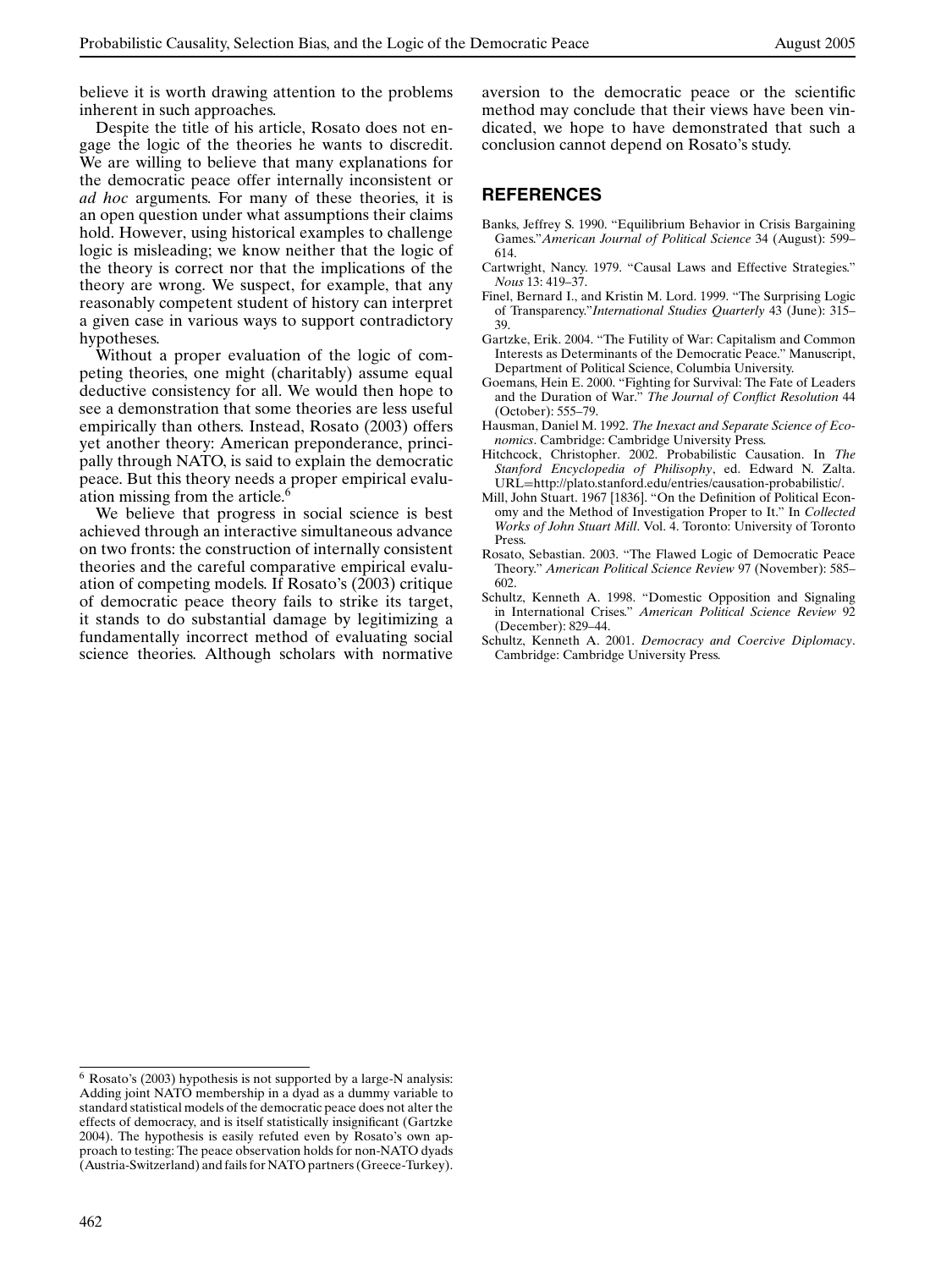believe it is worth drawing attention to the problems inherent in such approaches.

Despite the title of his article, Rosato does not engage the logic of the theories he wants to discredit. We are willing to believe that many explanations for the democratic peace offer internally inconsistent or *ad hoc* arguments. For many of these theories, it is an open question under what assumptions their claims hold. However, using historical examples to challenge logic is misleading; we know neither that the logic of the theory is correct nor that the implications of the theory are wrong. We suspect, for example, that any reasonably competent student of history can interpret a given case in various ways to support contradictory hypotheses.

Without a proper evaluation of the logic of competing theories, one might (charitably) assume equal deductive consistency for all. We would then hope to see a demonstration that some theories are less useful empirically than others. Instead, Rosato (2003) offers yet another theory: American preponderance, principally through NATO, is said to explain the democratic peace. But this theory needs a proper empirical evaluation missing from the article.[6]

We believe that progress in social science is best achieved through an interactive simultaneous advance on two fronts: the construction of internally consistent theories and the careful comparative empirical evaluation of competing models. If Rosato's (2003) critique of democratic peace theory fails to strike its target, it stands to do substantial damage by legitimizing a fundamentally incorrect method of evaluating social science theories. Although scholars with normative aversion to the democratic peace or the scientific method may conclude that their views have been vindicated, we hope to have demonstrated that such a conclusion cannot depend on Rosato's study.

## REFERENCES

Banks, Jeffrey S. 1990. "Equilibrium Behavior in Crisis Bargaining Games."*American Journal of Political Science* 34 (August): 599–614.

Cartwright, Nancy. 1979. "Causal Laws and Effective Strategies." *Nous* 13: 419–37.

Finel, Bernard I., and Kristin M. Lord. 1999. "The Surprising Logic of Transparency."*International Studies Quarterly* 43 (June): 315–39.

Gartzke, Erik. 2004. "The Futility of War: Capitalism and Common Interests as Determinants of the Democratic Peace." Manuscript, Department of Political Science, Columbia University.

Goemans, Hein E. 2000. "Fighting for Survival: The Fate of Leaders and the Duration of War." *The Journal of Conflict Resolution* 44 (October): 555–79.

Hausman, Daniel M. 1992. *The Inexact and Separate Science of Economics*. Cambridge: Cambridge University Press.

Hitchcock, Christopher. 2002. Probabilistic Causation. In *The Stanford Encyclopedia of Philisophy*, ed. Edward N. Zalta. URL=http://plato.stanford.edu/entries/causation-probabilistic/.

Mill, John Stuart. 1967 [1836]. "On the Definition of Political Economy and the Method of Investigation Proper to It." In *Collected Works of John Stuart Mill*. Vol. 4. Toronto: University of Toronto Press.

Rosato, Sebastian. 2003. "The Flawed Logic of Democratic Peace Theory." *American Political Science Review* 97 (November): 585–602.

Schultz, Kenneth A. 1998. "Domestic Opposition and Signaling in International Crises." *American Political Science Review* 92 (December): 829–44.

Schultz, Kenneth A. 2001. *Democracy and Coercive Diplomacy*. Cambridge: Cambridge University Press.

[6] Rosato's (2003) hypothesis is not supported by a large-N analysis: Adding joint NATO membership in a dyad as a dummy variable to standard statistical models of the democratic peace does not alter the effects of democracy, and is itself statistically insignificant (Gartzke 2004). The hypothesis is easily refuted even by Rosato's own approach to testing: The peace observation holds for non-NATO dyads (Austria-Switzerland) and fails for NATO partners (Greece-Turkey).